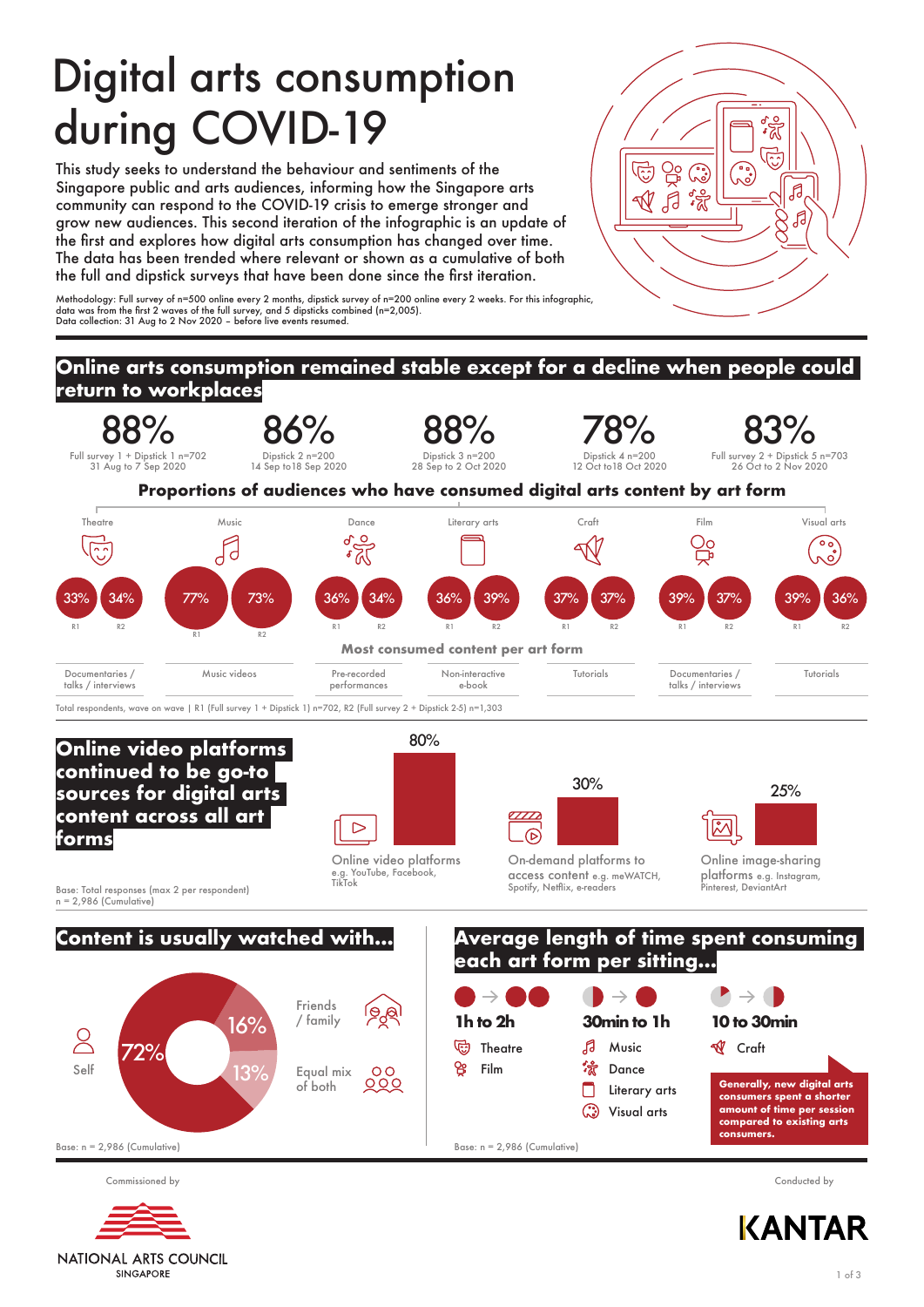# Digital arts consumption during COVID-19

This study seeks to understand the behaviour and sentiments of the Singapore public and arts audiences, informing how the Singapore arts community can respond to the COVID-19 crisis to emerge stronger and grow new audiences. This second iteration of the infographic is an update of the first and explores how digital arts consumption has changed over time. The data has been trended where relevant or shown as a cumulative of both the full and dipstick surveys that have been done since the first iteration.

Methodology: Full survey of n=500 online every 2 months, dipstick survey of n=200 online every 2 weeks. For this infographic, data was from the first 2 waves of the full survey, and 5 dipsticks combined (n=2,005).
Data collection: 31 Aug to 2 Nov 2020 – before live events resumed.

## Online arts consumption remained stable except for a decline when people could return to workplaces

| 88% | 86% | 88% | 78% | 83% |
|---|---|---|---|---|
| Full survey 1 + Dipstick 1 n=702<br>31 Aug to 7 Sep 2020 | Dipstick 2 n=200<br>14 Sep to18 Sep 2020 | Dipstick 3 n=200<br>28 Sep to 2 Oct 2020 | Dipstick 4 n=200<br>12 Oct to18 Oct 2020 | Full survey 2 + Dipstick 5 n=703<br>26 Oct to 2 Nov 2020 |

### Proportions of audiences who have consumed digital arts content by art form

| Art form | R1 | R2 | Most consumed content per art form |
|---|---|---|---|
| Theatre | 33% | 34% | Documentaries / talks / interviews |
| Music | 77% | 73% | Music videos |
| Dance | 36% | 34% | Pre-recorded performances |
| Literary arts | 36% | 39% | Non-interactive e-book |
| Craft | 37% | 37% | Tutorials |
| Film | 39% | 37% | Documentaries / talks / interviews |
| Visual arts | 39% | 36% | Tutorials |

Total respondents, wave on wave | R1 (Full survey 1 + Dipstick 1) n=702, R2 (Full survey 2 + Dipstick 2-5) n=1,303

## Online video platforms continued to be go-to sources for digital arts content across all art forms

| Platform | % |
|---|---|
| Online video platforms e.g. YouTube, Facebook, TikTok | 80% |
| On-demand platforms to access content e.g. meWATCH, Spotify, Netflix, e-readers | 30% |
| Online image-sharing platforms e.g. Instagram, Pinterest, DeviantArt | 25% |

Base: Total responses (max 2 per respondent)
n = 2,986 (Cumulative)

## Content is usually watched with...

| With | % |
|---|---|
| Self | 72% |
| Friends / family | 16% |
| Equal mix of both | 13% |

Base: n = 2,986 (Cumulative)

## Average length of time spent consuming each art form per sitting...

- **1h to 2h**: Theatre, Film
- **30min to 1h**: Music, Dance, Literary arts, Visual arts
- **10 to 30min**: Craft

**Generally, new digital arts consumers spent a shorter amount of time per session compared to existing arts consumers.**

Base: n = 2,986 (Cumulative)

Commissioned by NATIONAL ARTS COUNCIL SINGAPORE

Conducted by KANTAR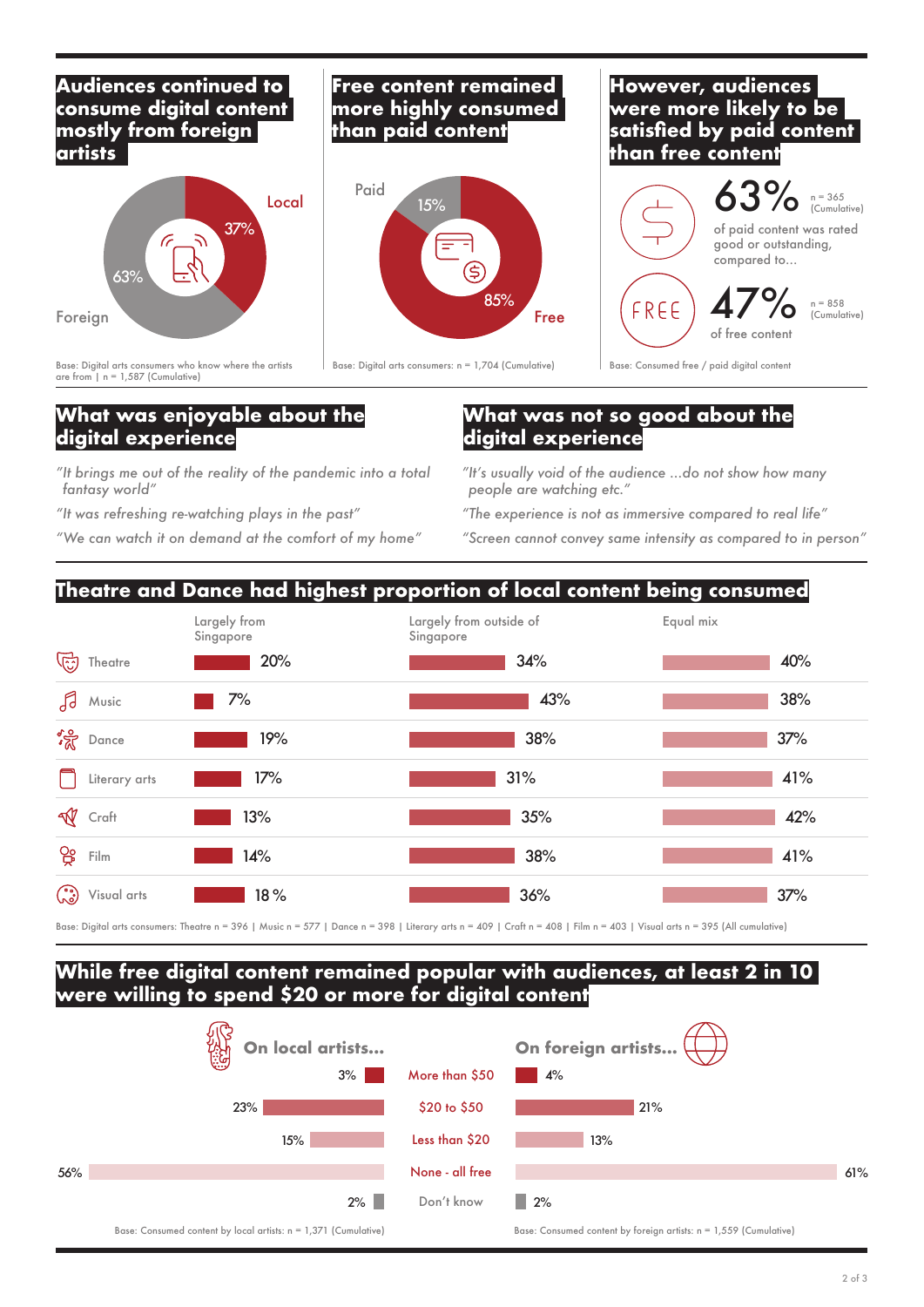## Audiences continued to consume digital content mostly from foreign artists

- Local: 37%
- Foreign: 63%

Base: Digital arts consumers who know where the artists are from | n = 1,587 (Cumulative)

## Free content remained more highly consumed than paid content

- Paid: 15%
- Free: 85%

Base: Digital arts consumers: n = 1,704 (Cumulative)

## However, audiences were more likely to be satisfied by paid content than free content

**63%** n = 365 (Cumulative)
of paid content was rated good or outstanding, compared to…

**47%** n = 858 (Cumulative)
of free content

Base: Consumed free / paid digital content

## What was enjoyable about the digital experience

*"It brings me out of the reality of the pandemic into a total fantasy world"*

*"It was refreshing re-watching plays in the past"*

*"We can watch it on demand at the comfort of my home"*

## What was not so good about the digital experience

*"It's usually void of the audience ...do not show how many people are watching etc."*

*"The experience is not as immersive compared to real life"*

*"Screen cannot convey same intensity as compared to in person"*

## Theatre and Dance had highest proportion of local content being consumed

| | Largely from Singapore | Largely from outside of Singapore | Equal mix |
|---|---|---|---|
| Theatre | 20% | 34% | 40% |
| Music | 7% | 43% | 38% |
| Dance | 19% | 38% | 37% |
| Literary arts | 17% | 31% | 41% |
| Craft | 13% | 35% | 42% |
| Film | 14% | 38% | 41% |
| Visual arts | 18 % | 36% | 37% |

Base: Digital arts consumers: Theatre n = 396 | Music n = 577 | Dance n = 398 | Literary arts n = 409 | Craft n = 408 | Film n = 403 | Visual arts n = 395 (All cumulative)

## While free digital content remained popular with audiences, at least 2 in 10 were willing to spend $20 or more for digital content

| On local artists... | | On foreign artists... |
|---|---|---|
| 3% | More than $50 | 4% |
| 23% | $20 to $50 | 21% |
| 15% | Less than $20 | 13% |
| 56% | None - all free | 61% |
| 2% | Don't know | 2% |

Base: Consumed content by local artists: n = 1,371 (Cumulative)

Base: Consumed content by foreign artists: n = 1,559 (Cumulative)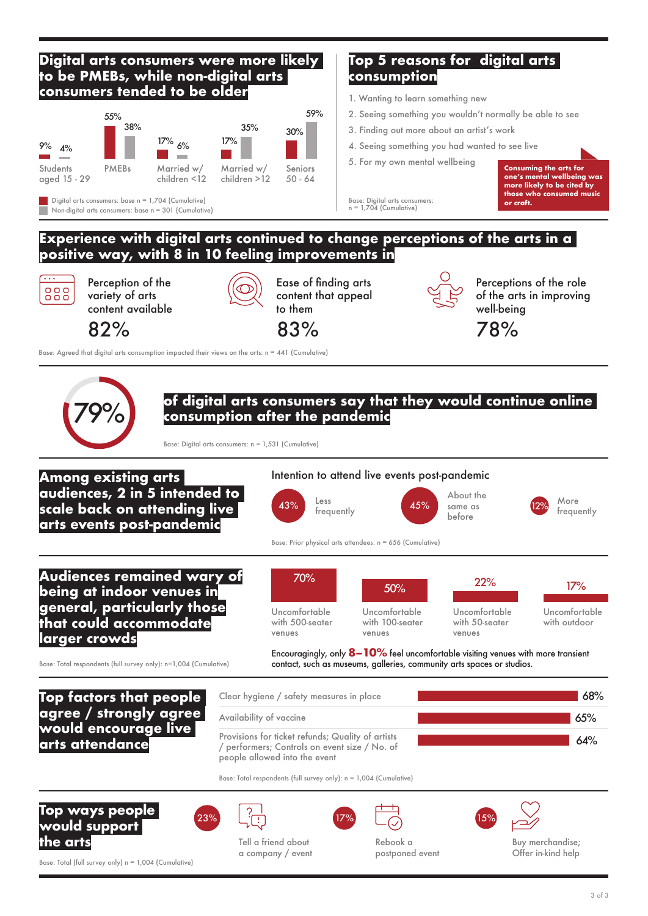## Digital arts consumers were more likely to be PMEBs, while non-digital arts consumers tended to be older

9% 4%
Students aged 15 - 29

55% 38%
PMEBs

17% 6%
Married w/ children <12

17% 35%
Married w/ children >12

30% 59%
Seniors 50 - 64

Digital arts consumers: base n = 1,704 (Cumulative)
Non-digital arts consumers: base n = 301 (Cumulative)

## Top 5 reasons for digital arts consumption

1. Wanting to learn something new
2. Seeing something you wouldn't normally be able to see
3. Finding out more about an artist's work
4. Seeing something you had wanted to see live
5. For my own mental wellbeing

Base: Digital arts consumers: n = 1,704 (Cumulative)

**Consuming the arts for one's mental wellbeing was more likely to be cited by those who consumed music or craft.**

## Experience with digital arts continued to change perceptions of the arts in a positive way, with 8 in 10 feeling improvements in

Perception of the variety of arts content available
82%

Ease of finding arts content that appeal to them
83%

Perceptions of the role of the arts in improving well-being
78%

Base: Agreed that digital arts consumption impacted their views on the arts: n = 441 (Cumulative)

79%

## of digital arts consumers say that they would continue online consumption after the pandemic

Base: Digital arts consumers: n = 1,531 (Cumulative)

## Among existing arts audiences, 2 in 5 intended to scale back on attending live arts events post-pandemic

Intention to attend live events post-pandemic

43% Less frequently

45% About the same as before

12% More frequently

Base: Prior physical arts attendees: n = 656 (Cumulative)

## Audiences remained wary of being at indoor venues in general, particularly those that could accommodate larger crowds

70% Uncomfortable with 500-seater venues

50% Uncomfortable with 100-seater venues

22% Uncomfortable with 50-seater venues

17% Uncomfortable with outdoor

Encouragingly, only **8–10%** feel uncomfortable visiting venues with more transient contact, such as museums, galleries, community arts spaces or studios.

Base: Total respondents (full survey only): n=1,004 (Cumulative)

## Top factors that people agree / strongly agree would encourage live arts attendance

Clear hygiene / safety measures in place 68%

Availability of vaccine 65%

Provisions for ticket refunds; Quality of artists / performers; Controls on event size / No. of people allowed into the event 64%

Base: Total respondents (full survey only): n = 1,004 (Cumulative)

## Top ways people would support the arts

23% Tell a friend about a company / event

17% Rebook a postponed event

15% Buy merchandise; Offer in-kind help

Base: Total (full survey only) n = 1,004 (Cumulative)